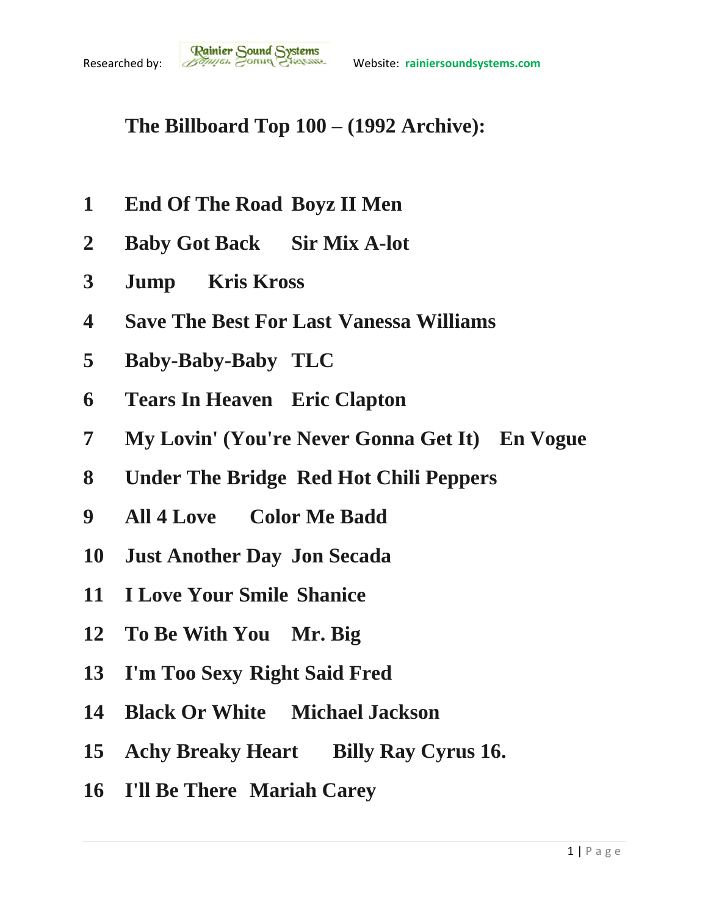Researched by: Rainier Sound Systems Website: rainiersoundsystems.com

## The Billboard Top 100 – (1992 Archive):

1 End Of The Road Boyz II Men

2 Baby Got Back Sir Mix A-lot

3 Jump Kris Kross

4 Save The Best For Last Vanessa Williams

5 Baby-Baby-Baby TLC

6 Tears In Heaven Eric Clapton

7 My Lovin' (You're Never Gonna Get It) En Vogue

8 Under The Bridge Red Hot Chili Peppers

9 All 4 Love Color Me Badd

10 Just Another Day Jon Secada

11 I Love Your Smile Shanice

12 To Be With You Mr. Big

13 I'm Too Sexy Right Said Fred

14 Black Or White Michael Jackson

15 Achy Breaky Heart Billy Ray Cyrus 16.

16 I'll Be There Mariah Carey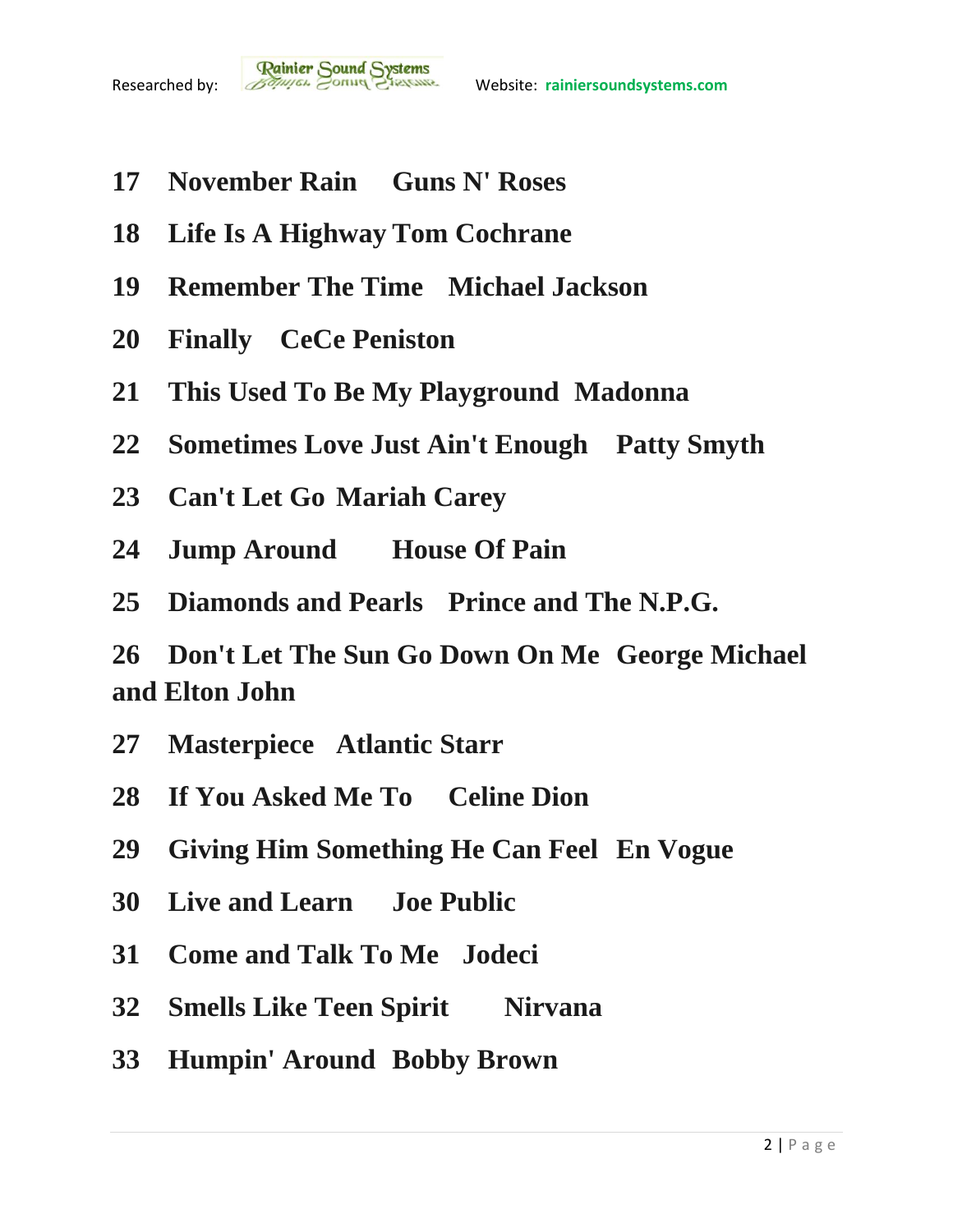**17 November Rain Guns N' Roses**

**18 Life Is A Highway Tom Cochrane**

**19 Remember The Time Michael Jackson**

**20 Finally CeCe Peniston**

**21 This Used To Be My Playground Madonna**

**22 Sometimes Love Just Ain't Enough Patty Smyth**

**23 Can't Let Go Mariah Carey**

**24 Jump Around House Of Pain**

**25 Diamonds and Pearls Prince and The N.P.G.**

**26 Don't Let The Sun Go Down On Me George Michael and Elton John**

**27 Masterpiece Atlantic Starr**

**28 If You Asked Me To Celine Dion**

**29 Giving Him Something He Can Feel En Vogue**

**30 Live and Learn Joe Public**

**31 Come and Talk To Me Jodeci**

**32 Smells Like Teen Spirit Nirvana**

**33 Humpin' Around Bobby Brown**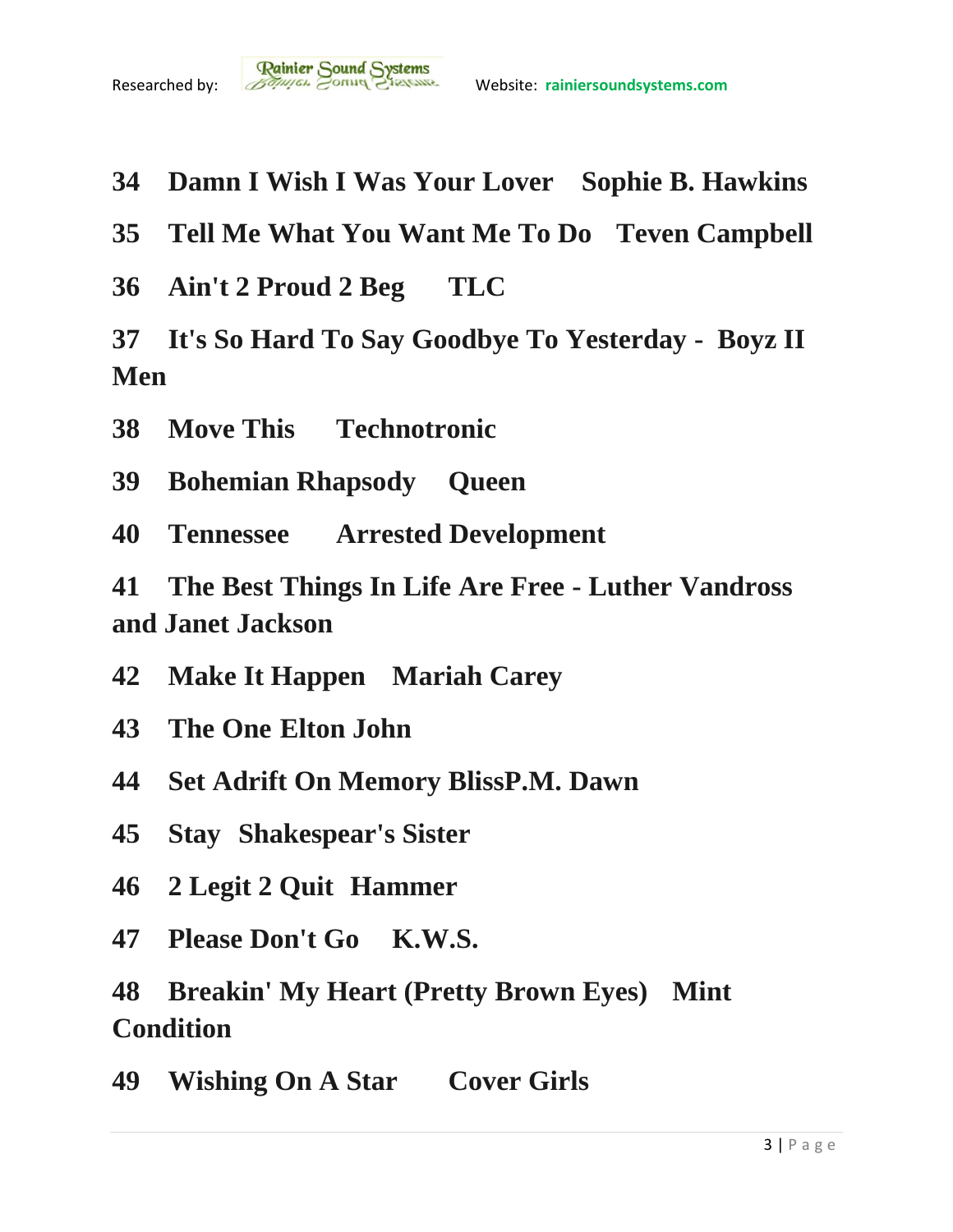**34 Damn I Wish I Was Your Lover Sophie B. Hawkins**

**35 Tell Me What You Want Me To Do Teven Campbell**

**36 Ain't 2 Proud 2 Beg TLC**

**37 It's So Hard To Say Goodbye To Yesterday - Boyz II Men**

**38 Move This Technotronic**

**39 Bohemian Rhapsody Queen**

**40 Tennessee Arrested Development**

**41 The Best Things In Life Are Free - Luther Vandross and Janet Jackson**

**42 Make It Happen Mariah Carey**

**43 The One Elton John**

**44 Set Adrift On Memory BlissP.M. Dawn**

**45 Stay Shakespear's Sister**

**46 2 Legit 2 Quit Hammer**

**47 Please Don't Go K.W.S.**

**48 Breakin' My Heart (Pretty Brown Eyes) Mint Condition**

**49 Wishing On A Star Cover Girls**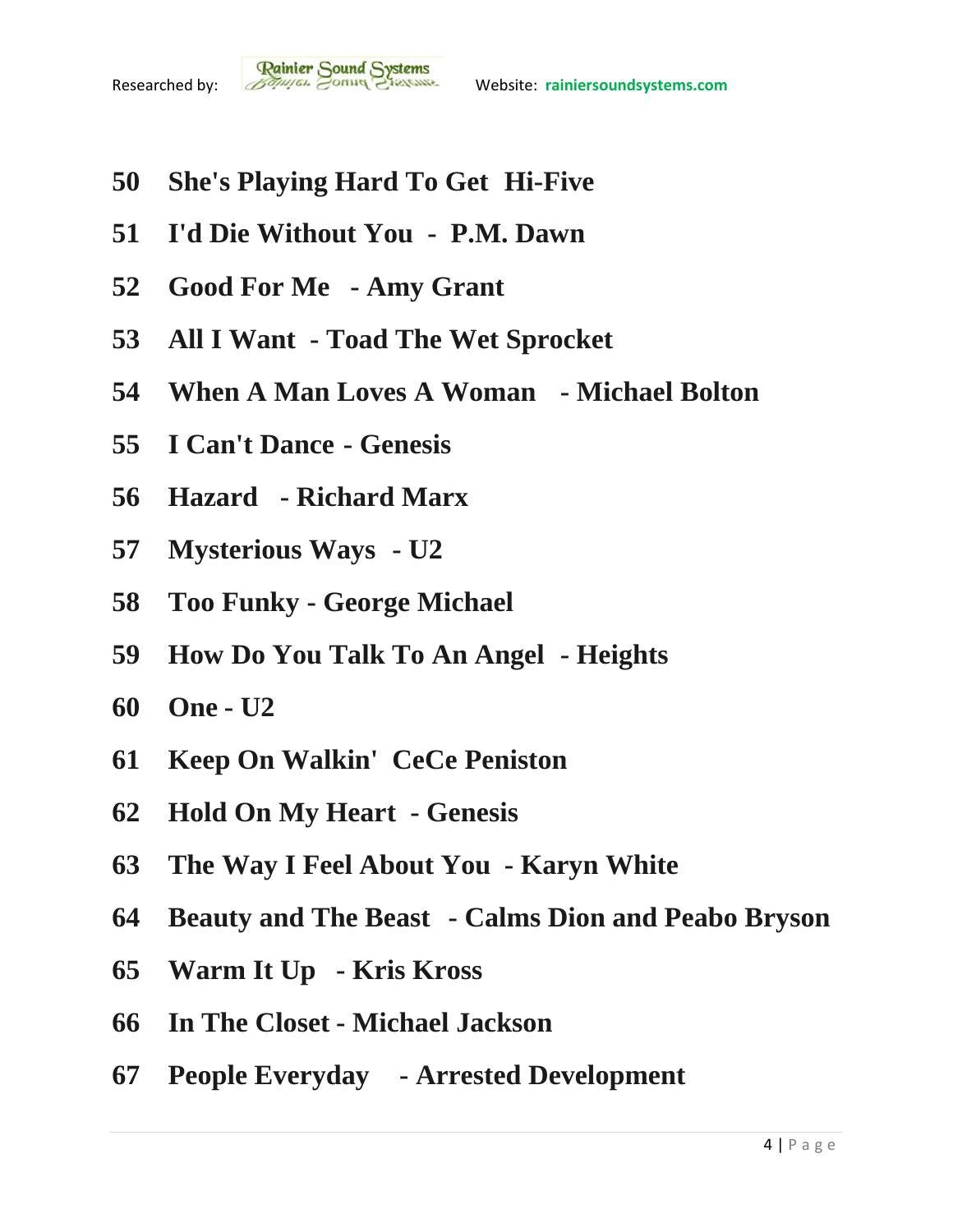50 **She's Playing Hard To Get Hi-Five**

51 **I'd Die Without You - P.M. Dawn**

52 **Good For Me - Amy Grant**

53 **All I Want - Toad The Wet Sprocket**

54 **When A Man Loves A Woman - Michael Bolton**

55 **I Can't Dance - Genesis**

56 **Hazard - Richard Marx**

57 **Mysterious Ways - U2**

58 **Too Funky - George Michael**

59 **How Do You Talk To An Angel - Heights**

60 **One - U2**

61 **Keep On Walkin' CeCe Peniston**

62 **Hold On My Heart - Genesis**

63 **The Way I Feel About You - Karyn White**

64 **Beauty and The Beast - Calms Dion and Peabo Bryson**

65 **Warm It Up - Kris Kross**

66 **In The Closet - Michael Jackson**

67 **People Everyday - Arrested Development**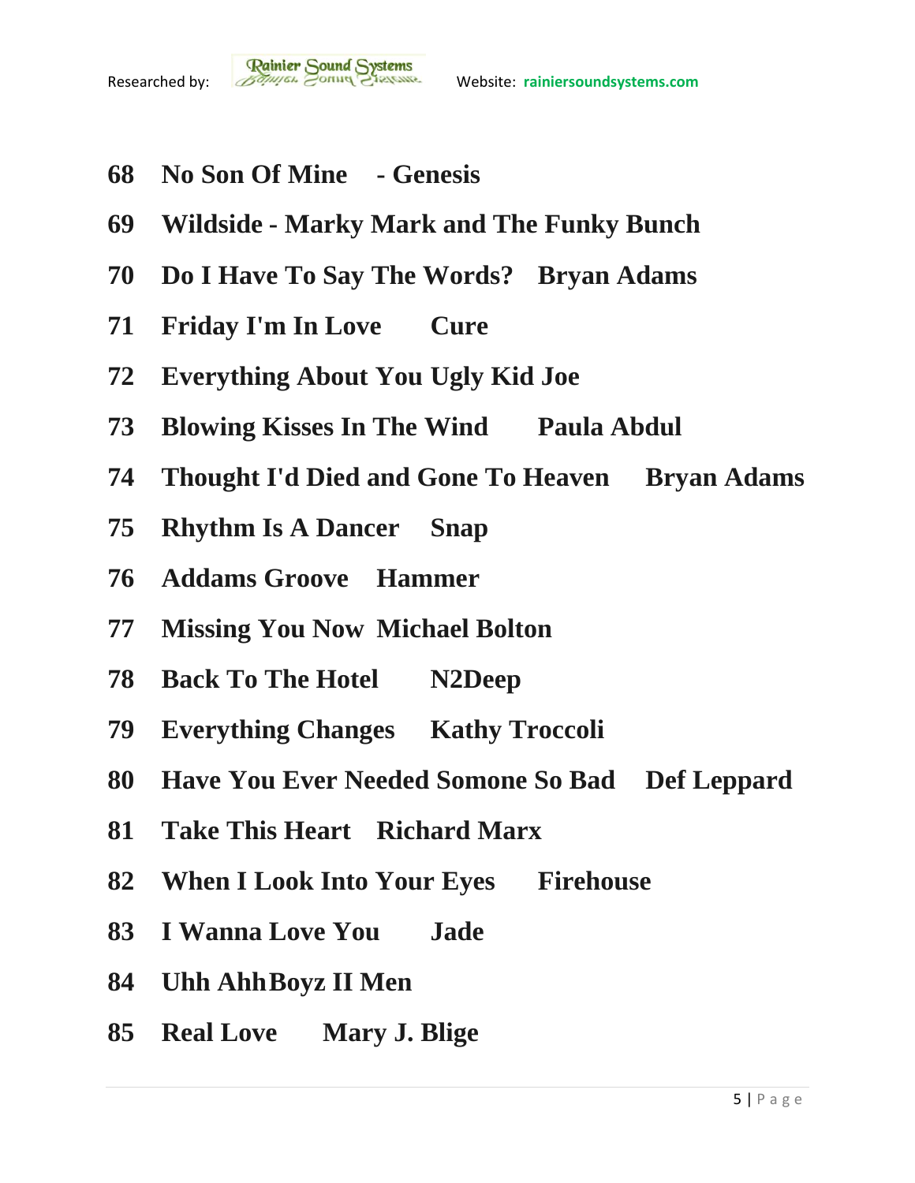68 No Son Of Mine - Genesis

69 Wildside - Marky Mark and The Funky Bunch

70 Do I Have To Say The Words? Bryan Adams

71 Friday I'm In Love Cure

72 Everything About You Ugly Kid Joe

73 Blowing Kisses In The Wind Paula Abdul

74 Thought I'd Died and Gone To Heaven Bryan Adams

75 Rhythm Is A Dancer Snap

76 Addams Groove Hammer

77 Missing You Now Michael Bolton

78 Back To The Hotel N2Deep

79 Everything Changes Kathy Troccoli

80 Have You Ever Needed Somone So Bad Def Leppard

81 Take This Heart Richard Marx

82 When I Look Into Your Eyes Firehouse

83 I Wanna Love You Jade

84 Uhh AhhBoyz II Men

85 Real Love Mary J. Blige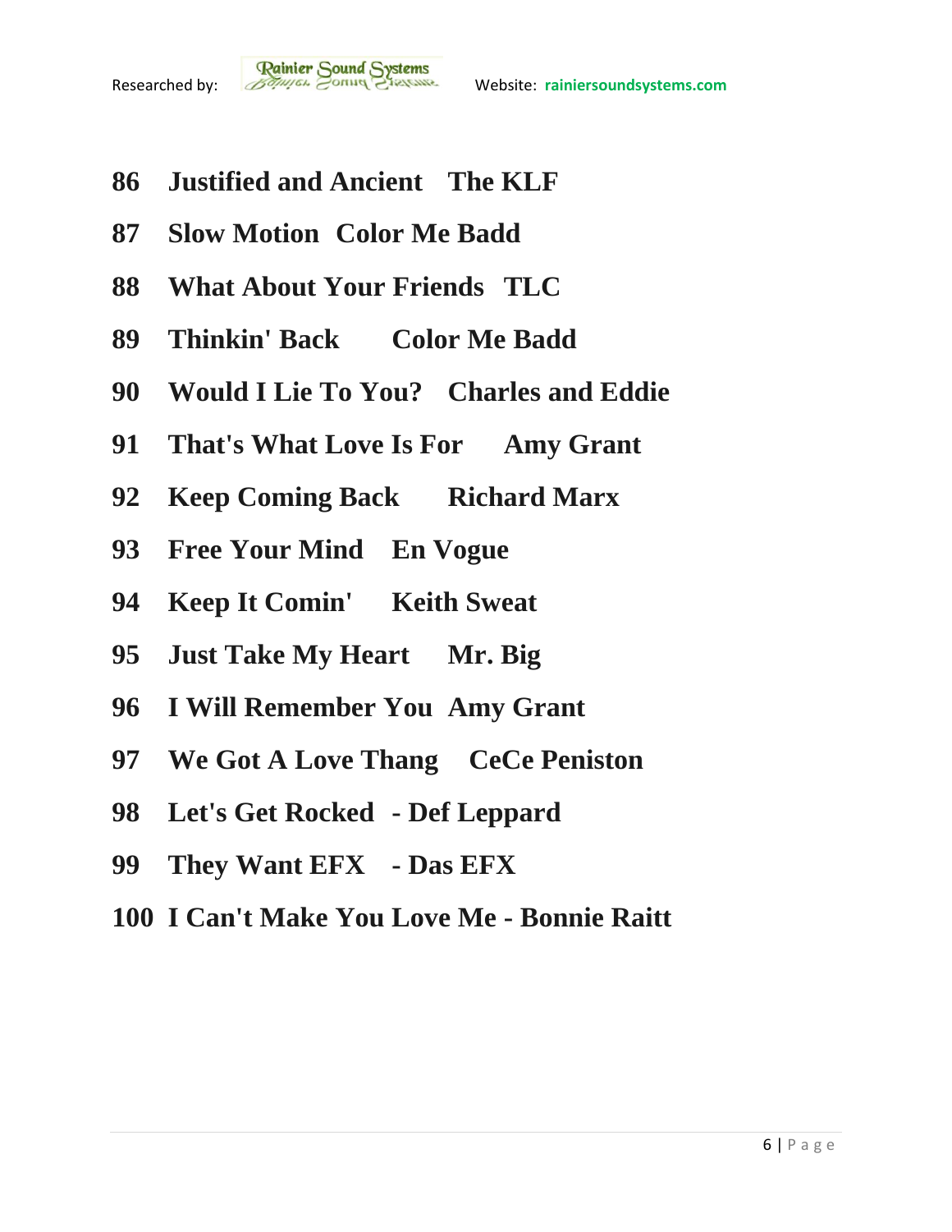**86 Justified and Ancient The KLF**

**87 Slow Motion Color Me Badd**

**88 What About Your Friends TLC**

**89 Thinkin' Back Color Me Badd**

**90 Would I Lie To You? Charles and Eddie**

**91 That's What Love Is For Amy Grant**

**92 Keep Coming Back Richard Marx**

**93 Free Your Mind En Vogue**

**94 Keep It Comin' Keith Sweat**

**95 Just Take My Heart Mr. Big**

**96 I Will Remember You Amy Grant**

**97 We Got A Love Thang CeCe Peniston**

**98 Let's Get Rocked - Def Leppard**

**99 They Want EFX - Das EFX**

**100 I Can't Make You Love Me - Bonnie Raitt**